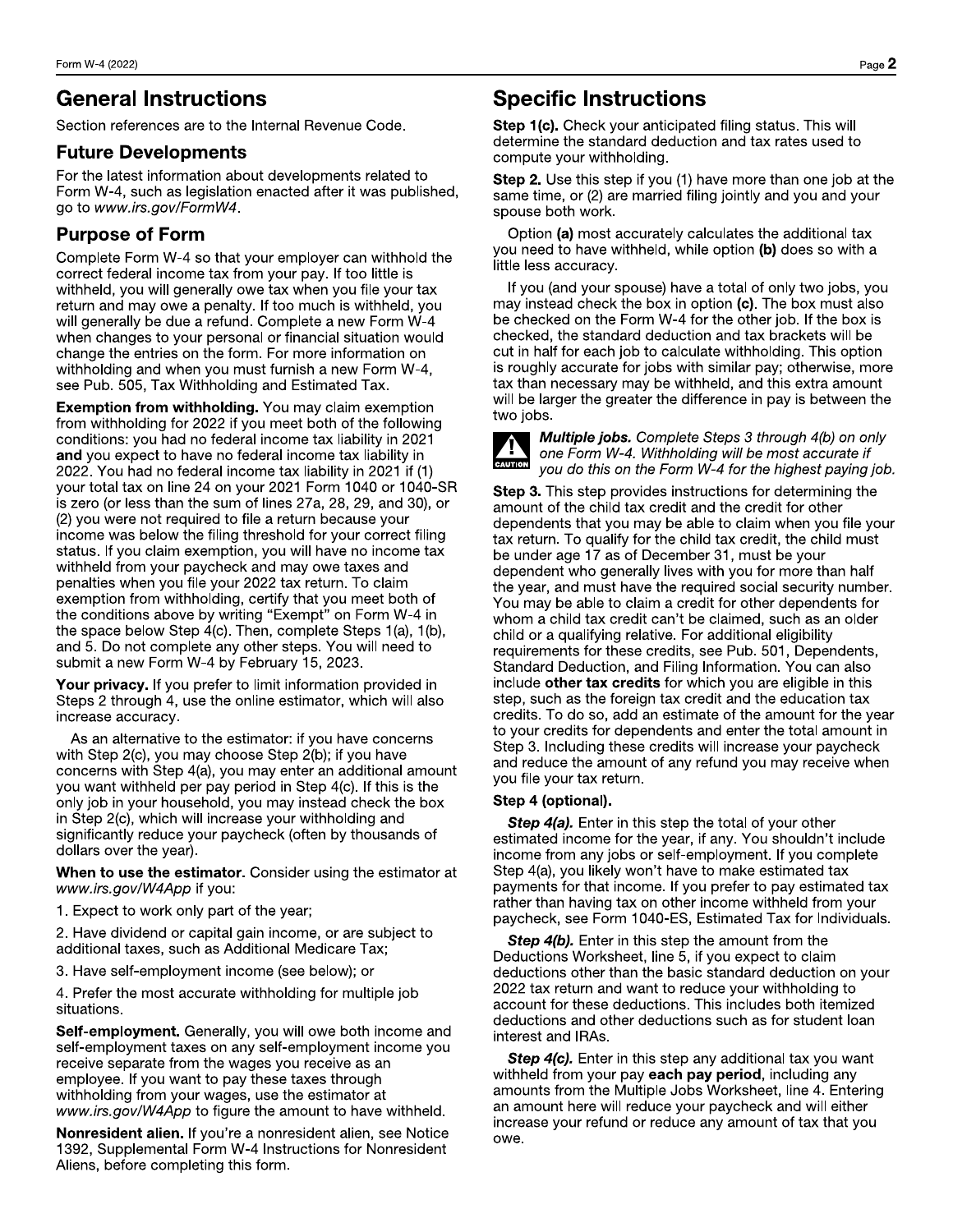## General Instructions

Section references are to the Internal Revenue Code.

### Future Developments

For the latest information about developments related to Form W-4, such as legislation enacted after it was published, go to *www.irs.gov/FormW4*.

### Purpose of Form

Complete Form W-4 so that your employer can withhold the correct federal income tax from your pay. If too little is withheld, you will generally owe tax when you file your tax return and may owe a penalty. If too much is withheld, you will generally be due a refund. Complete a new Form W-4 when changes to your personal or financial situation would change the entries on the form. For more information on withholding and when you must furnish a new Form W-4, see Pub. 505, Tax Withholding and Estimated Tax.

**Exemption from withholding.** You may claim exemption from withholding for 2022 if you meet both of the following conditions: you had no federal income tax liability in 2021 **and** you expect to have no federal income tax liability in 2022. You had no federal income tax liability in 2021 if (1) your total tax on line 24 on your 2021 Form 1040 or 1040-SR is zero (or less than the sum of lines 27a, 28, 29, and 30), or (2) you were not required to file a return because your income was below the filing threshold for your correct filing status. If you claim exemption, you will have no income tax withheld from your paycheck and may owe taxes and penalties when you file your 2022 tax return. To claim exemption from withholding, certify that you meet both of the conditions above by writing "Exempt" on Form W-4 in the space below Step 4(c). Then, complete Steps 1(a), 1(b), and 5. Do not complete any other steps. You will need to submit a new Form W-4 by February 15, 2023.

**Your privacy.** If you prefer to limit information provided in Steps 2 through 4, use the online estimator, which will also increase accuracy.

As an alternative to the estimator: if you have concerns with Step 2(c), you may choose Step 2(b); if you have concerns with Step 4(a), you may enter an additional amount you want withheld per pay period in Step 4(c). If this is the only job in your household, you may instead check the box in Step 2(c), which will increase your withholding and significantly reduce your paycheck (often by thousands of dollars over the year).

**When to use the estimator.** Consider using the estimator at *www.irs.gov/W4App* if you:

1. Expect to work only part of the year;

2. Have dividend or capital gain income, or are subject to additional taxes, such as Additional Medicare Tax;

3. Have self-employment income (see below); or

4. Prefer the most accurate withholding for multiple job situations.

**Self-employment.** Generally, you will owe both income and self-employment taxes on any self-employment income you receive separate from the wages you receive as an employee. If you want to pay these taxes through withholding from your wages, use the estimator at *www.irs.gov/W4App* to figure the amount to have withheld.

**Nonresident alien.** If you're a nonresident alien, see Notice 1392, Supplemental Form W-4 Instructions for Nonresident Aliens, before completing this form.

## Specific Instructions

**Step 1(c).** Check your anticipated filing status. This will determine the standard deduction and tax rates used to compute your withholding.

**Step 2.** Use this step if you (1) have more than one job at the same time, or (2) are married filing jointly and you and your spouse both work.

Option **(a)** most accurately calculates the additional tax you need to have withheld, while option **(b)** does so with a little less accuracy.

If you (and your spouse) have a total of only two jobs, you may instead check the box in option **(c)**. The box must also be checked on the Form W-4 for the other job. If the box is checked, the standard deduction and tax brackets will be cut in half for each job to calculate withholding. This option is roughly accurate for jobs with similar pay; otherwise, more tax than necessary may be withheld, and this extra amount will be larger the greater the difference in pay is between the two jobs.

CAUTION: ***Multiple jobs.*** *Complete Steps 3 through 4(b) on only one Form W-4. Withholding will be most accurate if you do this on the Form W-4 for the highest paying job.*

**Step 3.** This step provides instructions for determining the amount of the child tax credit and the credit for other dependents that you may be able to claim when you file your tax return. To qualify for the child tax credit, the child must be under age 17 as of December 31, must be your dependent who generally lives with you for more than half the year, and must have the required social security number. You may be able to claim a credit for other dependents for whom a child tax credit can't be claimed, such as an older child or a qualifying relative. For additional eligibility requirements for these credits, see Pub. 501, Dependents, Standard Deduction, and Filing Information. You can also include **other tax credits** for which you are eligible in this step, such as the foreign tax credit and the education tax credits. To do so, add an estimate of the amount for the year to your credits for dependents and enter the total amount in Step 3. Including these credits will increase your paycheck and reduce the amount of any refund you may receive when you file your tax return.

### Step 4 (optional).

***Step 4(a).*** Enter in this step the total of your other estimated income for the year, if any. You shouldn't include income from any jobs or self-employment. If you complete Step 4(a), you likely won't have to make estimated tax payments for that income. If you prefer to pay estimated tax rather than having tax on other income withheld from your paycheck, see Form 1040-ES, Estimated Tax for Individuals.

***Step 4(b).*** Enter in this step the amount from the Deductions Worksheet, line 5, if you expect to claim deductions other than the basic standard deduction on your 2022 tax return and want to reduce your withholding to account for these deductions. This includes both itemized deductions and other deductions such as for student loan interest and IRAs.

***Step 4(c).*** Enter in this step any additional tax you want withheld from your pay **each pay period**, including any amounts from the Multiple Jobs Worksheet, line 4. Entering an amount here will reduce your paycheck and will either increase your refund or reduce any amount of tax that you owe.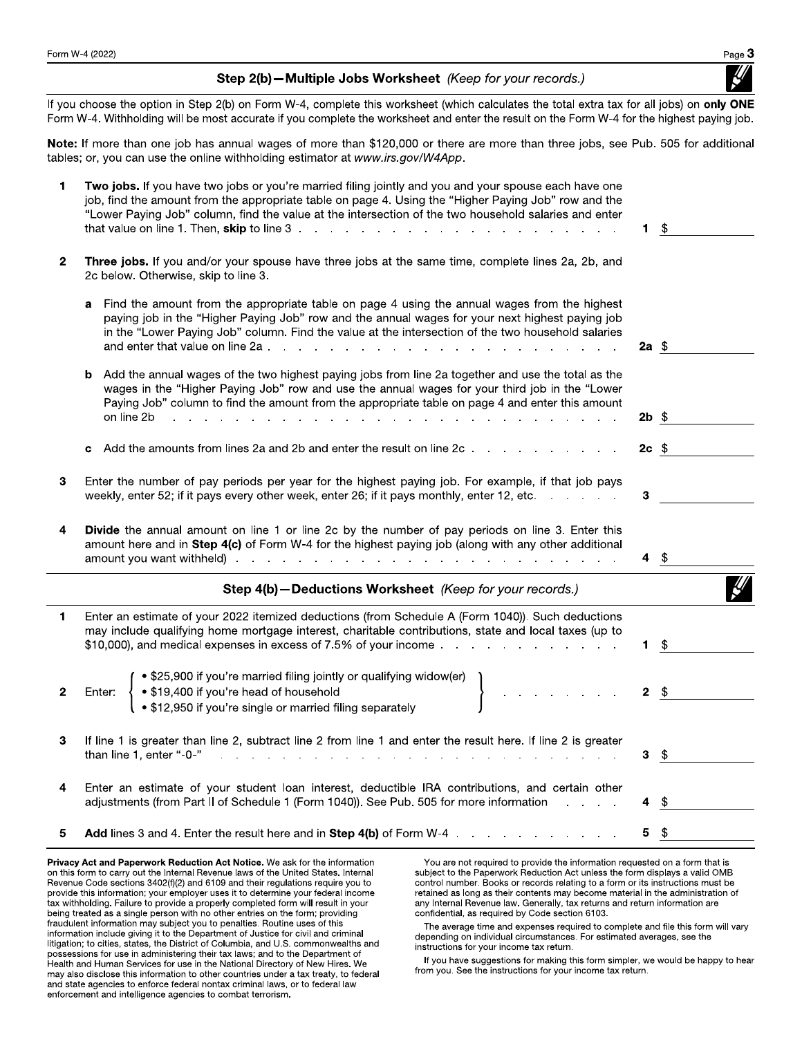## Step 2(b)—Multiple Jobs Worksheet *(Keep for your records.)*

If you choose the option in Step 2(b) on Form W-4, complete this worksheet (which calculates the total extra tax for all jobs) on **only ONE** Form W-4. Withholding will be most accurate if you complete the worksheet and enter the result on the Form W-4 for the highest paying job.

**Note:** If more than one job has annual wages of more than $120,000 or there are more than three jobs, see Pub. 505 for additional tables; or, you can use the online withholding estimator at *www.irs.gov/W4App*.

**1** **Two jobs.** If you have two jobs or you're married filing jointly and you and your spouse each have one job, find the amount from the appropriate table on page 4. Using the "Higher Paying Job" row and the "Lower Paying Job" column, find the value at the intersection of the two household salaries and enter that value on line 1. Then, **skip** to line 3 . . . . . . . . . . . . . . . . . . . . . **1** $ ________

**2** **Three jobs.** If you and/or your spouse have three jobs at the same time, complete lines 2a, 2b, and 2c below. Otherwise, skip to line 3.

**a** Find the amount from the appropriate table on page 4 using the annual wages from the highest paying job in the "Higher Paying Job" row and the annual wages for your next highest paying job in the "Lower Paying Job" column. Find the value at the intersection of the two household salaries and enter that value on line 2a . . . . . . . . . . . . . . . . . . . . . **2a** $ ________

**b** Add the annual wages of the two highest paying jobs from line 2a together and use the total as the wages in the "Higher Paying Job" row and use the annual wages for your third job in the "Lower Paying Job" column to find the amount from the appropriate table on page 4 and enter this amount on line 2b . . . . . . . . . . . . . . . . . . . . . **2b** $ ________

**c** Add the amounts from lines 2a and 2b and enter the result on line 2c . . . . . . . . . . **2c** $ ________

**3** Enter the number of pay periods per year for the highest paying job. For example, if that job pays weekly, enter 52; if it pays every other week, enter 26; if it pays monthly, enter 12, etc. . . . . . . **3** ________

**4** **Divide** the annual amount on line 1 or line 2c by the number of pay periods on line 3. Enter this amount here and in **Step 4(c)** of Form W-4 for the highest paying job (along with any other additional amount you want withheld) . . . . . . . . . . . . . . . . . . . . . **4** $ ________

## Step 4(b)—Deductions Worksheet *(Keep for your records.)*

**1** Enter an estimate of your 2022 itemized deductions (from Schedule A (Form 1040)). Such deductions may include qualifying home mortgage interest, charitable contributions, state and local taxes (up to $10,000), and medical expenses in excess of 7.5% of your income . . . . . . . . . . . . **1** $ ________

**2** Enter:
- $25,900 if you're married filing jointly or qualifying widow(er)
- $19,400 if you're head of household
- $12,950 if you're single or married filing separately

. . . . . . . . . **2** $ ________

**3** If line 1 is greater than line 2, subtract line 2 from line 1 and enter the result here. If line 2 is greater than line 1, enter "-0-" . . . . . . . . . . . . . . . . . . . . . **3** $ ________

**4** Enter an estimate of your student loan interest, deductible IRA contributions, and certain other adjustments (from Part II of Schedule 1 (Form 1040)). See Pub. 505 for more information . . . . **4** $ ________

**5** **Add** lines 3 and 4. Enter the result here and in **Step 4(b)** of Form W-4 . . . . . . . . . . . **5** $ ________

**Privacy Act and Paperwork Reduction Act Notice.** We ask for the information on this form to carry out the Internal Revenue laws of the United States. Internal Revenue Code sections 3402(f)(2) and 6109 and their regulations require you to provide this information; your employer uses it to determine your federal income tax withholding. Failure to provide a properly completed form will result in your being treated as a single person with no other entries on the form; providing fraudulent information may subject you to penalties. Routine uses of this information include giving it to the Department of Justice for civil and criminal litigation; to cities, states, the District of Columbia, and U.S. commonwealths and possessions for use in administering their tax laws; and to the Department of Health and Human Services for use in the National Directory of New Hires. We may also disclose this information to other countries under a tax treaty, to federal and state agencies to enforce federal nontax criminal laws, or to federal law enforcement and intelligence agencies to combat terrorism.

You are not required to provide the information requested on a form that is subject to the Paperwork Reduction Act unless the form displays a valid OMB control number. Books or records relating to a form or its instructions must be retained as long as their contents may become material in the administration of any Internal Revenue law. Generally, tax returns and return information are confidential, as required by Code section 6103.

The average time and expenses required to complete and file this form will vary depending on individual circumstances. For estimated averages, see the instructions for your income tax return.

If you have suggestions for making this form simpler, we would be happy to hear from you. See the instructions for your income tax return.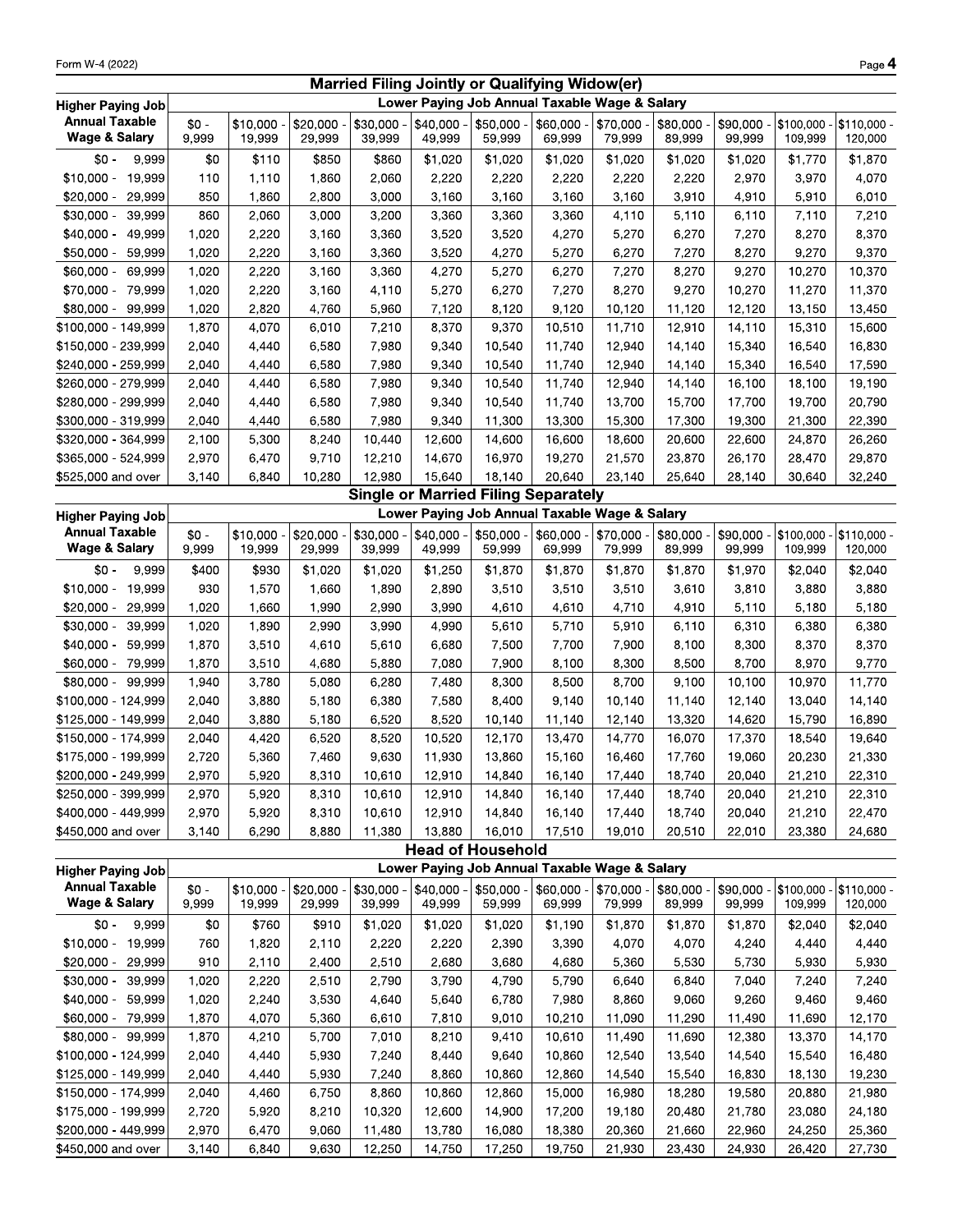## Married Filing Jointly or Qualifying Widow(er)

| Higher Paying Job Annual Taxable Wage & Salary | Lower Paying Job Annual Taxable Wage & Salary | | | | | | | | | | | |
|---|---|---|---|---|---|---|---|---|---|---|---|---|
| | $0 - 9,999 | $10,000 - 19,999 | $20,000 - 29,999 | $30,000 - 39,999 | $40,000 - 49,999 | $50,000 - 59,999 | $60,000 - 69,999 | $70,000 - 79,999 | $80,000 - 89,999 | $90,000 - 99,999 | $100,000 - 109,999 | $110,000 - 120,000 |
| $0 - 9,999 | $0 | $110 | $850 | $860 | $1,020 | $1,020 | $1,020 | $1,020 | $1,020 | $1,020 | $1,770 | $1,870 |
| $10,000 - 19,999 | 110 | 1,110 | 1,860 | 2,060 | 2,220 | 2,220 | 2,220 | 2,220 | 2,220 | 2,970 | 3,970 | 4,070 |
| $20,000 - 29,999 | 850 | 1,860 | 2,800 | 3,000 | 3,160 | 3,160 | 3,160 | 3,160 | 3,910 | 4,910 | 5,910 | 6,010 |
| $30,000 - 39,999 | 860 | 2,060 | 3,000 | 3,200 | 3,360 | 3,360 | 3,360 | 4,110 | 5,110 | 6,110 | 7,110 | 7,210 |
| $40,000 - 49,999 | 1,020 | 2,220 | 3,160 | 3,360 | 3,520 | 3,520 | 4,270 | 5,270 | 6,270 | 7,270 | 8,270 | 8,370 |
| $50,000 - 59,999 | 1,020 | 2,220 | 3,160 | 3,360 | 3,520 | 4,270 | 5,270 | 6,270 | 7,270 | 8,270 | 9,270 | 9,370 |
| $60,000 - 69,999 | 1,020 | 2,220 | 3,160 | 3,360 | 4,270 | 5,270 | 6,270 | 7,270 | 8,270 | 9,270 | 10,270 | 10,370 |
| $70,000 - 79,999 | 1,020 | 2,220 | 3,160 | 4,110 | 5,270 | 6,270 | 7,270 | 8,270 | 9,270 | 10,270 | 11,270 | 11,370 |
| $80,000 - 99,999 | 1,020 | 2,820 | 4,760 | 5,960 | 7,120 | 8,120 | 9,120 | 10,120 | 11,120 | 12,120 | 13,150 | 13,450 |
| $100,000 - 149,999 | 1,870 | 4,070 | 6,010 | 7,210 | 8,370 | 9,370 | 10,510 | 11,710 | 12,910 | 14,110 | 15,310 | 15,600 |
| $150,000 - 239,999 | 2,040 | 4,440 | 6,580 | 7,980 | 9,340 | 10,540 | 11,740 | 12,940 | 14,140 | 15,340 | 16,540 | 16,830 |
| $240,000 - 259,999 | 2,040 | 4,440 | 6,580 | 7,980 | 9,340 | 10,540 | 11,740 | 12,940 | 14,140 | 15,340 | 16,540 | 17,590 |
| $260,000 - 279,999 | 2,040 | 4,440 | 6,580 | 7,980 | 9,340 | 10,540 | 11,740 | 12,940 | 14,140 | 16,100 | 18,100 | 19,190 |
| $280,000 - 299,999 | 2,040 | 4,440 | 6,580 | 7,980 | 9,340 | 10,540 | 11,740 | 13,700 | 15,700 | 17,700 | 19,700 | 20,790 |
| $300,000 - 319,999 | 2,040 | 4,440 | 6,580 | 7,980 | 9,340 | 11,300 | 13,300 | 15,300 | 17,300 | 19,300 | 21,300 | 22,390 |
| $320,000 - 364,999 | 2,100 | 5,300 | 8,240 | 10,440 | 12,600 | 14,600 | 16,600 | 18,600 | 20,600 | 22,600 | 24,870 | 26,260 |
| $365,000 - 524,999 | 2,970 | 6,470 | 9,710 | 12,210 | 14,670 | 16,970 | 19,270 | 21,570 | 23,870 | 26,170 | 28,470 | 29,870 |
| $525,000 and over | 3,140 | 6,840 | 10,280 | 12,980 | 15,640 | 18,140 | 20,640 | 23,140 | 25,640 | 28,140 | 30,640 | 32,240 |

## Single or Married Filing Separately

| Higher Paying Job Annual Taxable Wage & Salary | Lower Paying Job Annual Taxable Wage & Salary | | | | | | | | | | | |
|---|---|---|---|---|---|---|---|---|---|---|---|---|
| | $0 - 9,999 | $10,000 - 19,999 | $20,000 - 29,999 | $30,000 - 39,999 | $40,000 - 49,999 | $50,000 - 59,999 | $60,000 - 69,999 | $70,000 - 79,999 | $80,000 - 89,999 | $90,000 - 99,999 | $100,000 - 109,999 | $110,000 - 120,000 |
| $0 - 9,999 | $400 | $930 | $1,020 | $1,020 | $1,250 | $1,870 | $1,870 | $1,870 | $1,870 | $1,970 | $2,040 | $2,040 |
| $10,000 - 19,999 | 930 | 1,570 | 1,660 | 1,890 | 2,890 | 3,510 | 3,510 | 3,510 | 3,610 | 3,810 | 3,880 | 3,880 |
| $20,000 - 29,999 | 1,020 | 1,660 | 1,990 | 2,990 | 3,990 | 4,610 | 4,610 | 4,710 | 4,910 | 5,110 | 5,180 | 5,180 |
| $30,000 - 39,999 | 1,020 | 1,890 | 2,990 | 3,990 | 4,990 | 5,610 | 5,710 | 5,910 | 6,110 | 6,310 | 6,380 | 6,380 |
| $40,000 - 59,999 | 1,870 | 3,510 | 4,610 | 5,610 | 6,680 | 7,500 | 7,700 | 7,900 | 8,100 | 8,300 | 8,370 | 8,370 |
| $60,000 - 79,999 | 1,870 | 3,510 | 4,680 | 5,880 | 7,080 | 7,900 | 8,100 | 8,300 | 8,500 | 8,700 | 8,970 | 9,770 |
| $80,000 - 99,999 | 1,940 | 3,780 | 5,080 | 6,280 | 7,480 | 8,300 | 8,500 | 8,700 | 9,100 | 10,100 | 10,970 | 11,770 |
| $100,000 - 124,999 | 2,040 | 3,880 | 5,180 | 6,380 | 7,580 | 8,400 | 9,140 | 10,140 | 11,140 | 12,140 | 13,040 | 14,140 |
| $125,000 - 149,999 | 2,040 | 3,880 | 5,180 | 6,520 | 8,520 | 10,140 | 11,140 | 12,140 | 13,320 | 14,620 | 15,790 | 16,890 |
| $150,000 - 174,999 | 2,040 | 4,420 | 6,520 | 8,520 | 10,520 | 12,170 | 13,470 | 14,770 | 16,070 | 17,370 | 18,540 | 19,640 |
| $175,000 - 199,999 | 2,720 | 5,360 | 7,460 | 9,630 | 11,930 | 13,860 | 15,160 | 16,460 | 17,760 | 19,060 | 20,230 | 21,330 |
| $200,000 - 249,999 | 2,970 | 5,920 | 8,310 | 10,610 | 12,910 | 14,840 | 16,140 | 17,440 | 18,740 | 20,040 | 21,210 | 22,310 |
| $250,000 - 399,999 | 2,970 | 5,920 | 8,310 | 10,610 | 12,910 | 14,840 | 16,140 | 17,440 | 18,740 | 20,040 | 21,210 | 22,310 |
| $400,000 - 449,999 | 2,970 | 5,920 | 8,310 | 10,610 | 12,910 | 14,840 | 16,140 | 17,440 | 18,740 | 20,040 | 21,210 | 22,470 |
| $450,000 and over | 3,140 | 6,290 | 8,880 | 11,380 | 13,880 | 16,010 | 17,510 | 19,010 | 20,510 | 22,010 | 23,380 | 24,680 |

## Head of Household

| Higher Paying Job Annual Taxable Wage & Salary | Lower Paying Job Annual Taxable Wage & Salary | | | | | | | | | | | |
|---|---|---|---|---|---|---|---|---|---|---|---|---|
| | $0 - 9,999 | $10,000 - 19,999 | $20,000 - 29,999 | $30,000 - 39,999 | $40,000 - 49,999 | $50,000 - 59,999 | $60,000 - 69,999 | $70,000 - 79,999 | $80,000 - 89,999 | $90,000 - 99,999 | $100,000 - 109,999 | $110,000 - 120,000 |
| $0 - 9,999 | $0 | $760 | $910 | $1,020 | $1,020 | $1,020 | $1,190 | $1,870 | $1,870 | $1,870 | $2,040 | $2,040 |
| $10,000 - 19,999 | 760 | 1,820 | 2,110 | 2,220 | 2,220 | 2,390 | 3,390 | 4,070 | 4,070 | 4,240 | 4,440 | 4,440 |
| $20,000 - 29,999 | 910 | 2,110 | 2,400 | 2,510 | 2,680 | 3,680 | 4,680 | 5,360 | 5,530 | 5,730 | 5,930 | 5,930 |
| $30,000 - 39,999 | 1,020 | 2,220 | 2,510 | 2,790 | 3,790 | 4,790 | 5,790 | 6,640 | 6,840 | 7,040 | 7,240 | 7,240 |
| $40,000 - 59,999 | 1,020 | 2,240 | 3,530 | 4,640 | 5,640 | 6,780 | 7,980 | 8,860 | 9,060 | 9,260 | 9,460 | 9,460 |
| $60,000 - 79,999 | 1,870 | 4,070 | 5,360 | 6,610 | 7,810 | 9,010 | 10,210 | 11,090 | 11,290 | 11,490 | 11,690 | 12,170 |
| $80,000 - 99,999 | 1,870 | 4,210 | 5,700 | 7,010 | 8,210 | 9,410 | 10,610 | 11,490 | 11,690 | 12,380 | 13,370 | 14,170 |
| $100,000 - 124,999 | 2,040 | 4,440 | 5,930 | 7,240 | 8,440 | 9,640 | 10,860 | 12,540 | 13,540 | 14,540 | 15,540 | 16,480 |
| $125,000 - 149,999 | 2,040 | 4,440 | 5,930 | 7,240 | 8,860 | 10,860 | 12,860 | 14,540 | 15,540 | 16,830 | 18,130 | 19,230 |
| $150,000 - 174,999 | 2,040 | 4,460 | 6,750 | 8,860 | 10,860 | 12,860 | 15,000 | 16,980 | 18,280 | 19,580 | 20,880 | 21,980 |
| $175,000 - 199,999 | 2,720 | 5,920 | 8,210 | 10,320 | 12,600 | 14,900 | 17,200 | 19,180 | 20,480 | 21,780 | 23,080 | 24,180 |
| $200,000 - 449,999 | 2,970 | 6,470 | 9,060 | 11,480 | 13,780 | 16,080 | 18,380 | 20,360 | 21,660 | 22,960 | 24,250 | 25,360 |
| $450,000 and over | 3,140 | 6,840 | 9,630 | 12,250 | 14,750 | 17,250 | 19,750 | 21,930 | 23,430 | 24,930 | 26,420 | 27,730 |